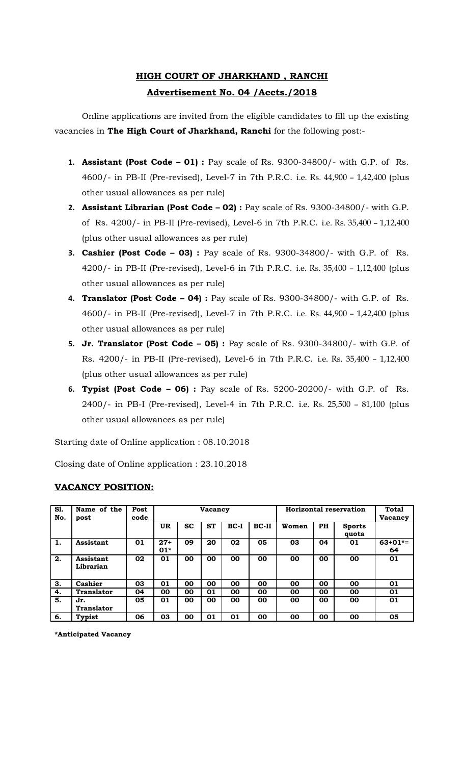# HIGH COURT OF JHARKHAND , RANCHI

## Advertisement No. 04 /Accts./2018

Online applications are invited from the eligible candidates to fill up the existing vacancies in **The High Court of Jharkhand, Ranchi** for the following post:-

1. **Assistant (Post Code – 01) :** Pay scale of Rs. 9300-34800/- with G.P. of Rs. 4600/- in PB-II (Pre-revised), Level-7 in 7th P.R.C. i.e. Rs. 44,900 – 1,42,400 (plus other usual allowances as per rule)
2. **Assistant Librarian (Post Code – 02) :** Pay scale of Rs. 9300-34800/- with G.P. of Rs. 4200/- in PB-II (Pre-revised), Level-6 in 7th P.R.C. i.e. Rs. 35,400 – 1,12,400 (plus other usual allowances as per rule)
3. **Cashier (Post Code – 03) :** Pay scale of Rs. 9300-34800/- with G.P. of Rs. 4200/- in PB-II (Pre-revised), Level-6 in 7th P.R.C. i.e. Rs. 35,400 – 1,12,400 (plus other usual allowances as per rule)
4. **Translator (Post Code – 04) :** Pay scale of Rs. 9300-34800/- with G.P. of Rs. 4600/- in PB-II (Pre-revised), Level-7 in 7th P.R.C. i.e. Rs. 44,900 – 1,42,400 (plus other usual allowances as per rule)
5. **Jr. Translator (Post Code – 05) :** Pay scale of Rs. 9300-34800/- with G.P. of Rs. 4200/- in PB-II (Pre-revised), Level-6 in 7th P.R.C. i.e. Rs. 35,400 – 1,12,400 (plus other usual allowances as per rule)
6. **Typist (Post Code – 06) :** Pay scale of Rs. 5200-20200/- with G.P. of Rs. 2400/- in PB-I (Pre-revised), Level-4 in 7th P.R.C. i.e. Rs. 25,500 – 81,100 (plus other usual allowances as per rule)

Starting date of Online application : 08.10.2018

Closing date of Online application : 23.10.2018

## VACANCY POSITION:

| Sl. No. | Name of the post | Post code | Vacancy | | | | | Horizontal reservation | | | Total Vacancy |
|---|---|---|---|---|---|---|---|---|---|---|---|
| | | | UR | SC | ST | BC-I | BC-II | Women | PH | Sports quota | |
| 1. | Assistant | 01 | 27+ 01* | 09 | 20 | 02 | 05 | 03 | 04 | 01 | 63+01*= 64 |
| 2. | Assistant Librarian | 02 | 01 | 00 | 00 | 00 | 00 | 00 | 00 | 00 | 01 |
| 3. | Cashier | 03 | 01 | 00 | 00 | 00 | 00 | 00 | 00 | 00 | 01 |
| 4. | Translator | 04 | 00 | 00 | 01 | 00 | 00 | 00 | 00 | 00 | 01 |
| 5. | Jr. Translator | 05 | 01 | 00 | 00 | 00 | 00 | 00 | 00 | 00 | 01 |
| 6. | Typist | 06 | 03 | 00 | 01 | 01 | 00 | 00 | 00 | 00 | 05 |

**\*Anticipated Vacancy**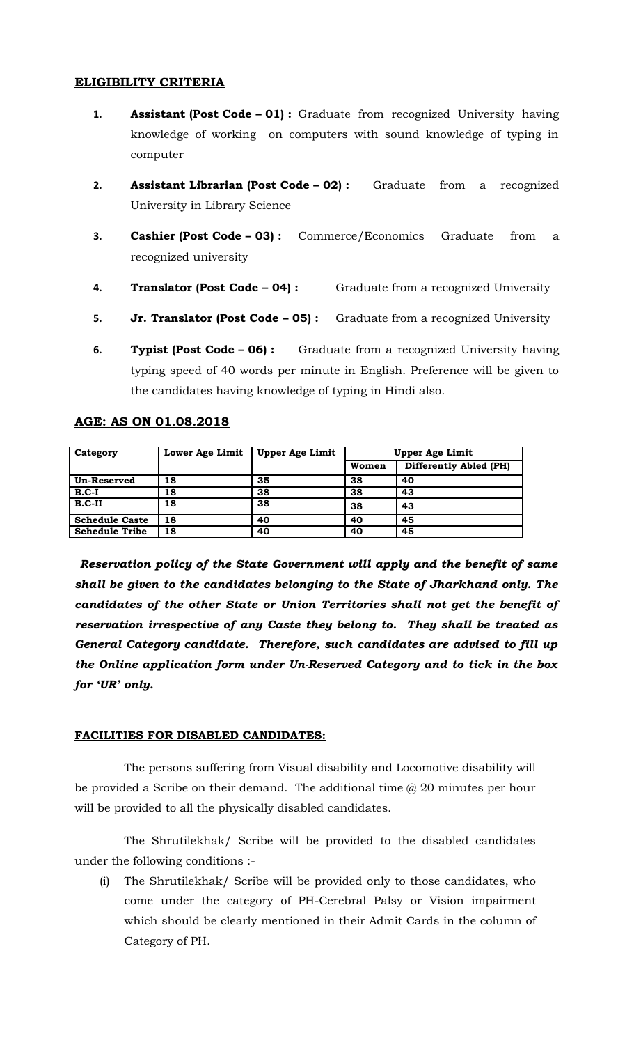## ELIGIBILITY CRITERIA

1. **Assistant (Post Code – 01) :** Graduate from recognized University having knowledge of working on computers with sound knowledge of typing in computer
2. **Assistant Librarian (Post Code – 02) :** Graduate from a recognized University in Library Science
3. **Cashier (Post Code – 03) :** Commerce/Economics Graduate from a recognized university
4. **Translator (Post Code – 04) :** Graduate from a recognized University
5. **Jr. Translator (Post Code – 05) :** Graduate from a recognized University
6. **Typist (Post Code – 06) :** Graduate from a recognized University having typing speed of 40 words per minute in English. Preference will be given to the candidates having knowledge of typing in Hindi also.

## AGE: AS ON 01.08.2018

| Category | Lower Age Limit | Upper Age Limit | Upper Age Limit | |
|---|---|---|---|---|
| | | | Women | Differently Abled (PH) |
| Un-Reserved | 18 | 35 | 38 | 40 |
| B.C-I | 18 | 38 | 38 | 43 |
| B.C-II | 18 | 38 | 38 | 43 |
| Schedule Caste | 18 | 40 | 40 | 45 |
| Schedule Tribe | 18 | 40 | 40 | 45 |

***Reservation policy of the State Government will apply and the benefit of same shall be given to the candidates belonging to the State of Jharkhand only. The candidates of the other State or Union Territories shall not get the benefit of reservation irrespective of any Caste they belong to. They shall be treated as General Category candidate. Therefore, such candidates are advised to fill up the Online application form under Un-Reserved Category and to tick in the box for 'UR' only.***

## FACILITIES FOR DISABLED CANDIDATES:

The persons suffering from Visual disability and Locomotive disability will be provided a Scribe on their demand. The additional time @ 20 minutes per hour will be provided to all the physically disabled candidates.

The Shrutilekhak/ Scribe will be provided to the disabled candidates under the following conditions :-

(i) The Shrutilekhak/ Scribe will be provided only to those candidates, who come under the category of PH-Cerebral Palsy or Vision impairment which should be clearly mentioned in their Admit Cards in the column of Category of PH.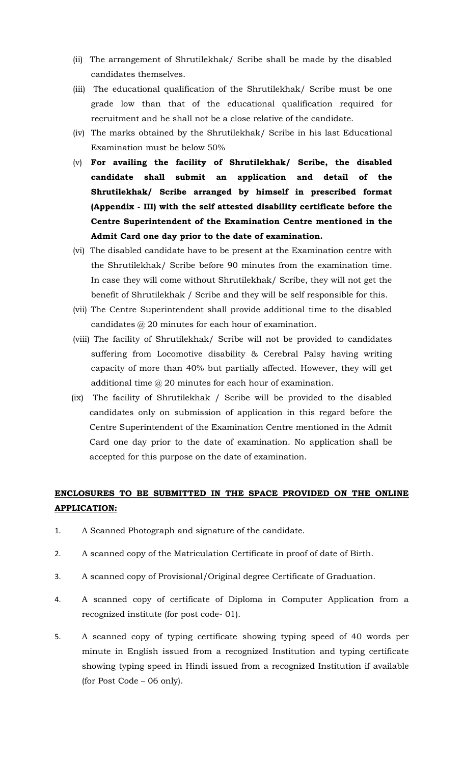(ii) The arrangement of Shrutilekhak/ Scribe shall be made by the disabled candidates themselves.

(iii) The educational qualification of the Shrutilekhak/ Scribe must be one grade low than that of the educational qualification required for recruitment and he shall not be a close relative of the candidate.

(iv) The marks obtained by the Shrutilekhak/ Scribe in his last Educational Examination must be below 50%

(v) **For availing the facility of Shrutilekhak/ Scribe, the disabled candidate shall submit an application and detail of the Shrutilekhak/ Scribe arranged by himself in prescribed format (Appendix - III) with the self attested disability certificate before the Centre Superintendent of the Examination Centre mentioned in the Admit Card one day prior to the date of examination.**

(vi) The disabled candidate have to be present at the Examination centre with the Shrutilekhak/ Scribe before 90 minutes from the examination time. In case they will come without Shrutilekhak/ Scribe, they will not get the benefit of Shrutilekhak / Scribe and they will be self responsible for this.

(vii) The Centre Superintendent shall provide additional time to the disabled candidates @ 20 minutes for each hour of examination.

(viii) The facility of Shrutilekhak/ Scribe will not be provided to candidates suffering from Locomotive disability & Cerebral Palsy having writing capacity of more than 40% but partially affected. However, they will get additional time @ 20 minutes for each hour of examination.

(ix) The facility of Shrutilekhak / Scribe will be provided to the disabled candidates only on submission of application in this regard before the Centre Superintendent of the Examination Centre mentioned in the Admit Card one day prior to the date of examination. No application shall be accepted for this purpose on the date of examination.

**ENCLOSURES TO BE SUBMITTED IN THE SPACE PROVIDED ON THE ONLINE APPLICATION:**

1. A Scanned Photograph and signature of the candidate.
2. A scanned copy of the Matriculation Certificate in proof of date of Birth.
3. A scanned copy of Provisional/Original degree Certificate of Graduation.
4. A scanned copy of certificate of Diploma in Computer Application from a recognized institute (for post code- 01).
5. A scanned copy of typing certificate showing typing speed of 40 words per minute in English issued from a recognized Institution and typing certificate showing typing speed in Hindi issued from a recognized Institution if available (for Post Code – 06 only).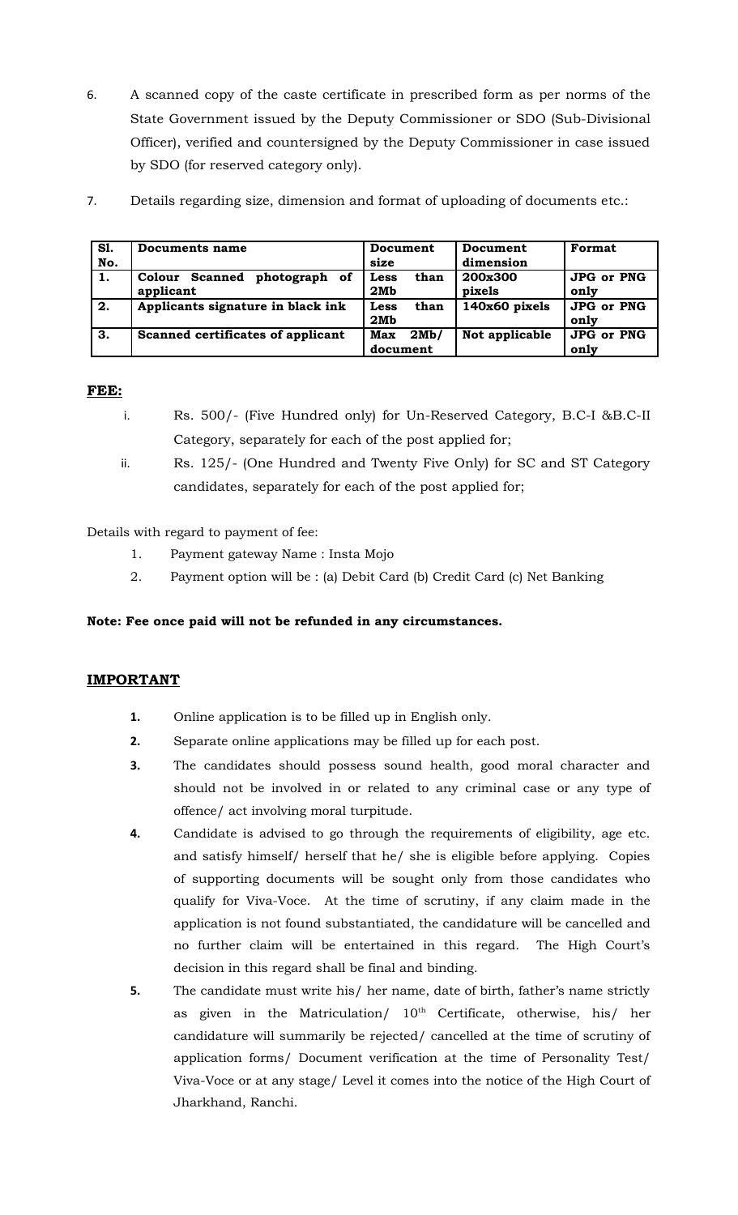6. A scanned copy of the caste certificate in prescribed form as per norms of the State Government issued by the Deputy Commissioner or SDO (Sub-Divisional Officer), verified and countersigned by the Deputy Commissioner in case issued by SDO (for reserved category only).

7. Details regarding size, dimension and format of uploading of documents etc.:

| Sl. No. | Documents name | Document size | Document dimension | Format |
|---|---|---|---|---|
| 1. | Colour Scanned photograph of applicant | Less than 2Mb | 200x300 pixels | JPG or PNG only |
| 2. | Applicants signature in black ink | Less than 2Mb | 140x60 pixels | JPG or PNG only |
| 3. | Scanned certificates of applicant | Max 2Mb/ document | Not applicable | JPG or PNG only |

## FEE:

i. Rs. 500/- (Five Hundred only) for Un-Reserved Category, B.C-I &B.C-II Category, separately for each of the post applied for;

ii. Rs. 125/- (One Hundred and Twenty Five Only) for SC and ST Category candidates, separately for each of the post applied for;

Details with regard to payment of fee:

1. Payment gateway Name : Insta Mojo
2. Payment option will be : (a) Debit Card (b) Credit Card (c) Net Banking

**Note: Fee once paid will not be refunded in any circumstances.**

## IMPORTANT

1. Online application is to be filled up in English only.
2. Separate online applications may be filled up for each post.
3. The candidates should possess sound health, good moral character and should not be involved in or related to any criminal case or any type of offence/ act involving moral turpitude.
4. Candidate is advised to go through the requirements of eligibility, age etc. and satisfy himself/ herself that he/ she is eligible before applying. Copies of supporting documents will be sought only from those candidates who qualify for Viva-Voce. At the time of scrutiny, if any claim made in the application is not found substantiated, the candidature will be cancelled and no further claim will be entertained in this regard. The High Court's decision in this regard shall be final and binding.
5. The candidate must write his/ her name, date of birth, father's name strictly as given in the Matriculation/ 10th Certificate, otherwise, his/ her candidature will summarily be rejected/ cancelled at the time of scrutiny of application forms/ Document verification at the time of Personality Test/ Viva-Voce or at any stage/ Level it comes into the notice of the High Court of Jharkhand, Ranchi.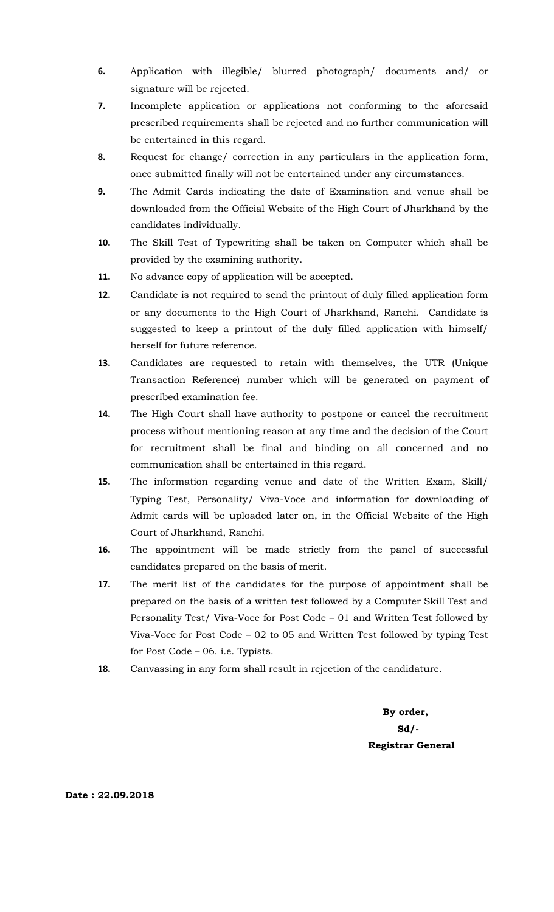6. Application with illegible/ blurred photograph/ documents and/ or signature will be rejected.
7. Incomplete application or applications not conforming to the aforesaid prescribed requirements shall be rejected and no further communication will be entertained in this regard.
8. Request for change/ correction in any particulars in the application form, once submitted finally will not be entertained under any circumstances.
9. The Admit Cards indicating the date of Examination and venue shall be downloaded from the Official Website of the High Court of Jharkhand by the candidates individually.
10. The Skill Test of Typewriting shall be taken on Computer which shall be provided by the examining authority.
11. No advance copy of application will be accepted.
12. Candidate is not required to send the printout of duly filled application form or any documents to the High Court of Jharkhand, Ranchi. Candidate is suggested to keep a printout of the duly filled application with himself/ herself for future reference.
13. Candidates are requested to retain with themselves, the UTR (Unique Transaction Reference) number which will be generated on payment of prescribed examination fee.
14. The High Court shall have authority to postpone or cancel the recruitment process without mentioning reason at any time and the decision of the Court for recruitment shall be final and binding on all concerned and no communication shall be entertained in this regard.
15. The information regarding venue and date of the Written Exam, Skill/ Typing Test, Personality/ Viva-Voce and information for downloading of Admit cards will be uploaded later on, in the Official Website of the High Court of Jharkhand, Ranchi.
16. The appointment will be made strictly from the panel of successful candidates prepared on the basis of merit.
17. The merit list of the candidates for the purpose of appointment shall be prepared on the basis of a written test followed by a Computer Skill Test and Personality Test/ Viva-Voce for Post Code – 01 and Written Test followed by Viva-Voce for Post Code – 02 to 05 and Written Test followed by typing Test for Post Code – 06. i.e. Typists.
18. Canvassing in any form shall result in rejection of the candidature.

**By order,**
**Sd/-**
**Registrar General**

**Date : 22.09.2018**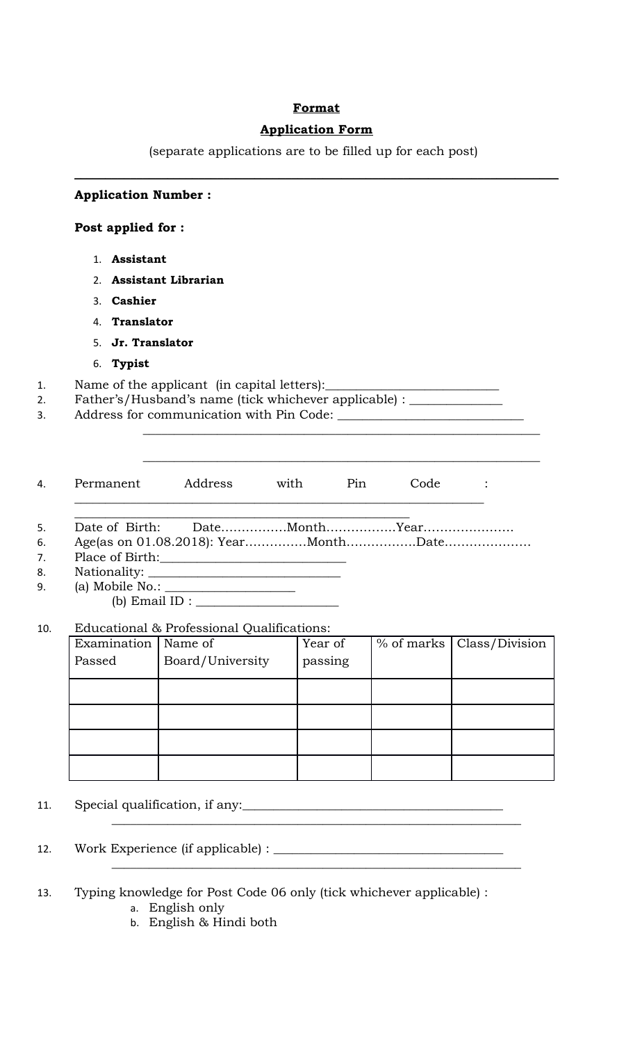**Format**

**Application Form**

(separate applications are to be filled up for each post)

---

**Application Number :**

**Post applied for :**

1. **Assistant**
2. **Assistant Librarian**
3. **Cashier**
4. **Translator**
5. **Jr. Translator**
6. **Typist**

1. Name of the applicant (in capital letters):___________________________
2. Father's/Husband's name (tick whichever applicable) : ______________
3. Address for communication with Pin Code: _____________________________

   _____________________________________________________________

   _____________________________________________________________

4. Permanent Address with Pin Code : _____________________________________________________________

   _____________________________________________________________
5. Date of Birth: Date................Month.................Year......................
6. Age(as on 01.08.2018): Year..............Month.................Date.....................
7. Place of Birth:____________________________
8. Nationality: _____________________________
9. (a) Mobile No.: ____________________

   (b) Email ID : ______________________

10. Educational & Professional Qualifications:

| Examination Passed | Name of Board/University | Year of passing | % of marks | Class/Division |
|---|---|---|---|---|
| | | | | |
| | | | | |
| | | | | |
| | | | | |

11. Special qualification, if any:_________________________________________

    _____________________________________________________________

12. Work Experience (if applicable) : ____________________________________

    _____________________________________________________________

13. Typing knowledge for Post Code 06 only (tick whichever applicable) :
    a. English only
    b. English & Hindi both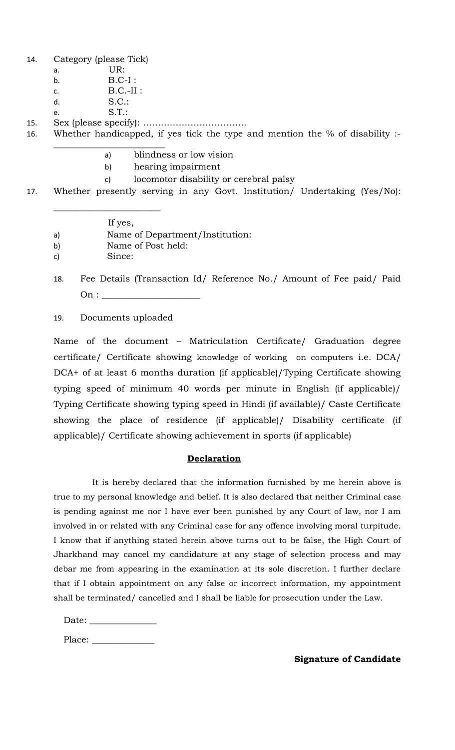14. Category (please Tick)
    a. UR:
    b. B.C-I :
    c. B.C.-II :
    d. S.C.:
    e. S.T.:
15. Sex (please specify): ……………………………
16. Whether handicapped, if yes tick the type and mention the % of disability :- ______________________
    a) blindness or low vision
    b) hearing impairment
    c) locomotor disability or cerebral palsy
17. Whether presently serving in any Govt. Institution/ Undertaking (Yes/No): ______________________

    If yes,
    a) Name of Department/Institution:
    b) Name of Post held:
    c) Since:

18. Fee Details (Transaction Id/ Reference No./ Amount of Fee paid/ Paid On : ____________________

19. Documents uploaded

Name of the document – Matriculation Certificate/ Graduation degree certificate/ Certificate showing knowledge of working on computers i.e. DCA/ DCA+ of at least 6 months duration (if applicable)/Typing Certificate showing typing speed of minimum 40 words per minute in English (if applicable)/ Typing Certificate showing typing speed in Hindi (if available)/ Caste Certificate showing the place of residence (if applicable)/ Disability certificate (if applicable)/ Certificate showing achievement in sports (if applicable)

**Declaration**

It is hereby declared that the information furnished by me herein above is true to my personal knowledge and belief. It is also declared that neither Criminal case is pending against me nor I have ever been punished by any Court of law, nor I am involved in or related with any Criminal case for any offence involving moral turpitude. I know that if anything stated herein above turns out to be false, the High Court of Jharkhand may cancel my candidature at any stage of selection process and may debar me from appearing in the examination at its sole discretion. I further declare that if I obtain appointment on any false or incorrect information, my appointment shall be terminated/ cancelled and I shall be liable for prosecution under the Law.

Date: ______________

Place: _____________

**Signature of Candidate**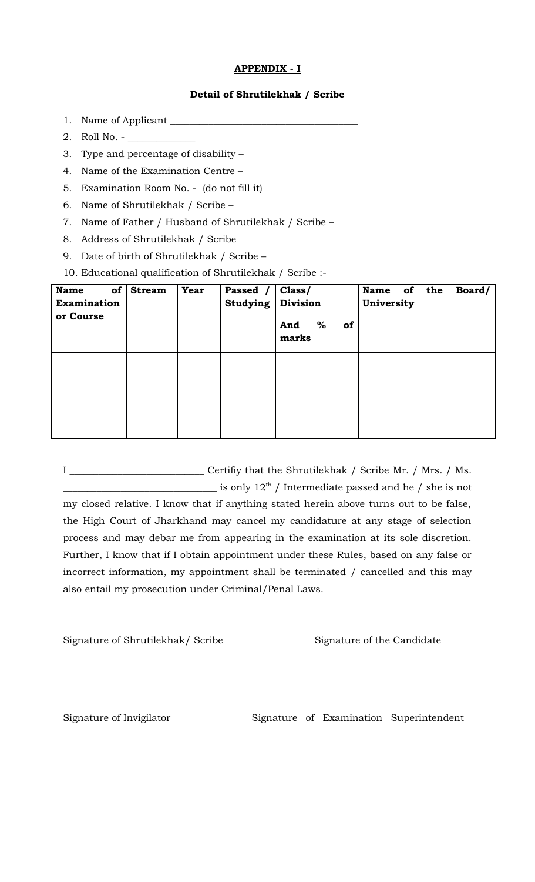## APPENDIX - I

### Detail of Shrutilekhak / Scribe

1. Name of Applicant ________________________________________
2. Roll No. - ______________
3. Type and percentage of disability –
4. Name of the Examination Centre –
5. Examination Room No. - (do not fill it)
6. Name of Shrutilekhak / Scribe –
7. Name of Father / Husband of Shrutilekhak / Scribe –
8. Address of Shrutilekhak / Scribe
9. Date of birth of Shrutilekhak / Scribe –
10. Educational qualification of Shrutilekhak / Scribe :-

| **Name of Examination or Course** | **Stream** | **Year** | **Passed / Studying** | **Class/ Division And % of marks** | **Name of the Board/ University** |
|---|---|---|---|---|---|
| | | | | | |

I ____________________________ Certifiy that the Shrutilekhak / Scribe Mr. / Mrs. / Ms. ________________________________ is only $12^{th}$ / Intermediate passed and he / she is not my closed relative. I know that if anything stated herein above turns out to be false, the High Court of Jharkhand may cancel my candidature at any stage of selection process and may debar me from appearing in the examination at its sole discretion. Further, I know that if I obtain appointment under these Rules, based on any false or incorrect information, my appointment shall be terminated / cancelled and this may also entail my prosecution under Criminal/Penal Laws.

Signature of Shrutilekhak/ Scribe

Signature of the Candidate

Signature of Invigilator

Signature of Examination Superintendent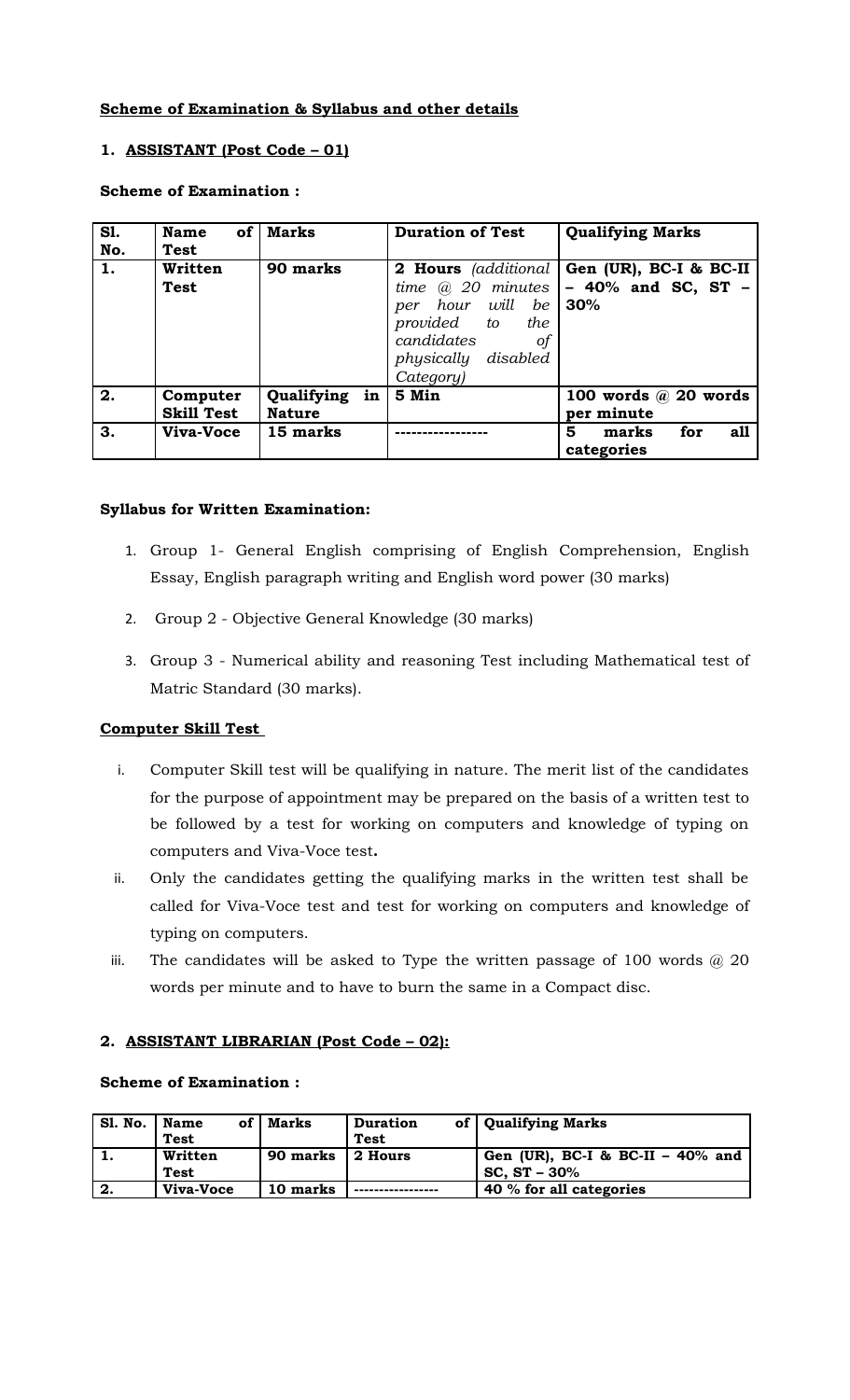## Scheme of Examination & Syllabus and other details

### 1. ASSISTANT (Post Code – 01)

**Scheme of Examination :**

| Sl. No. | Name of Test | Marks | Duration of Test | Qualifying Marks |
|---|---|---|---|---|
| 1. | Written Test | 90 marks | **2 Hours** *(additional time @ 20 minutes per hour will be provided to the candidates of physically disabled Category)* | **Gen (UR), BC-I & BC-II – 40% and SC, ST – 30%** |
| 2. | Computer Skill Test | Qualifying in Nature | 5 Min | 100 words @ 20 words per minute |
| 3. | Viva-Voce | 15 marks | ----------------- | 5 marks for all categories |

**Syllabus for Written Examination:**

1. Group 1- General English comprising of English Comprehension, English Essay, English paragraph writing and English word power (30 marks)
2. Group 2 - Objective General Knowledge (30 marks)
3. Group 3 - Numerical ability and reasoning Test including Mathematical test of Matric Standard (30 marks).

**Computer Skill Test**

i. Computer Skill test will be qualifying in nature. The merit list of the candidates for the purpose of appointment may be prepared on the basis of a written test to be followed by a test for working on computers and knowledge of typing on computers and Viva-Voce test**.**

ii. Only the candidates getting the qualifying marks in the written test shall be called for Viva-Voce test and test for working on computers and knowledge of typing on computers.

iii. The candidates will be asked to Type the written passage of 100 words @ 20 words per minute and to have to burn the same in a Compact disc.

### 2. ASSISTANT LIBRARIAN (Post Code – 02):

**Scheme of Examination :**

| Sl. No. | Name of Test | Marks | Duration of Test | Qualifying Marks |
|---|---|---|---|---|
| 1. | Written Test | 90 marks | 2 Hours | Gen (UR), BC-I & BC-II – 40% and SC, ST – 30% |
| 2. | Viva-Voce | 10 marks | ----------------- | 40 % for all categories |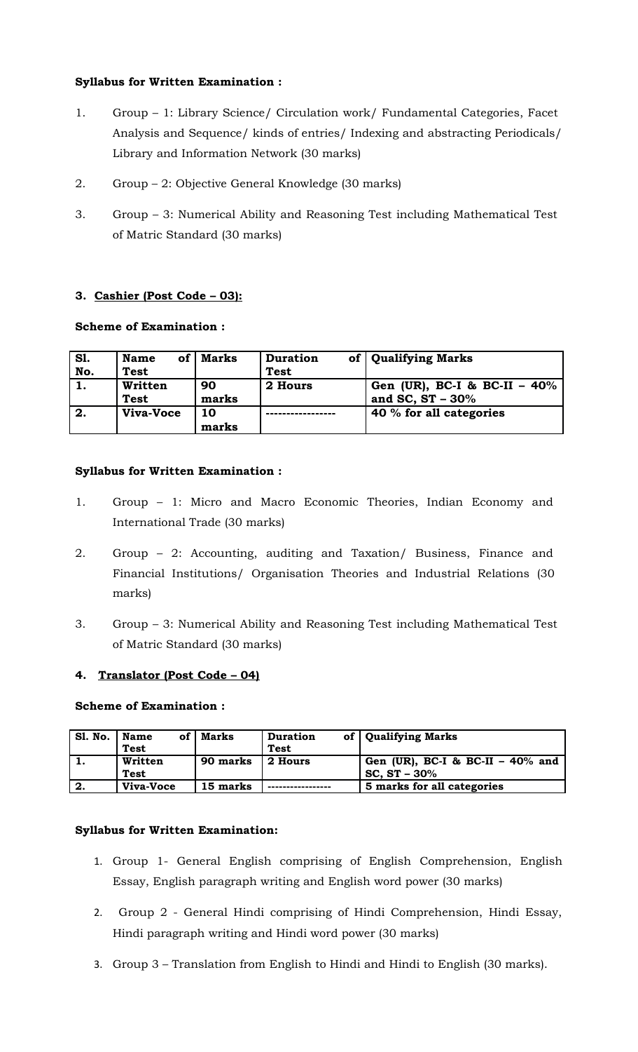**Syllabus for Written Examination :**

1. Group – 1: Library Science/ Circulation work/ Fundamental Categories, Facet Analysis and Sequence/ kinds of entries/ Indexing and abstracting Periodicals/ Library and Information Network (30 marks)

2. Group – 2: Objective General Knowledge (30 marks)

3. Group – 3: Numerical Ability and Reasoning Test including Mathematical Test of Matric Standard (30 marks)

### 3. Cashier (Post Code – 03):

**Scheme of Examination :**

| Sl. No. | Name of Test | Marks | Duration of Test | Qualifying Marks |
|---|---|---|---|---|
| 1. | Written Test | 90 marks | 2 Hours | Gen (UR), BC-I & BC-II – 40% and SC, ST – 30% |
| 2. | Viva-Voce | 10 marks | ----------------- | 40 % for all categories |

**Syllabus for Written Examination :**

1. Group – 1: Micro and Macro Economic Theories, Indian Economy and International Trade (30 marks)

2. Group – 2: Accounting, auditing and Taxation/ Business, Finance and Financial Institutions/ Organisation Theories and Industrial Relations (30 marks)

3. Group – 3: Numerical Ability and Reasoning Test including Mathematical Test of Matric Standard (30 marks)

### 4. Translator (Post Code – 04)

**Scheme of Examination :**

| Sl. No. | Name of Test | Marks | Duration of Test | Qualifying Marks |
|---|---|---|---|---|
| 1. | Written Test | 90 marks | 2 Hours | Gen (UR), BC-I & BC-II – 40% and SC, ST – 30% |
| 2. | Viva-Voce | 15 marks | ----------------- | 5 marks for all categories |

**Syllabus for Written Examination:**

1. Group 1- General English comprising of English Comprehension, English Essay, English paragraph writing and English word power (30 marks)

2. Group 2 - General Hindi comprising of Hindi Comprehension, Hindi Essay, Hindi paragraph writing and Hindi word power (30 marks)

3. Group 3 – Translation from English to Hindi and Hindi to English (30 marks).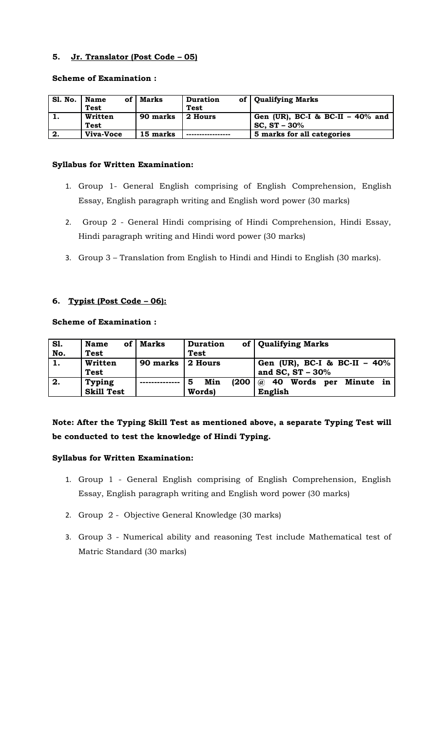### 5. Jr. Translator (Post Code – 05)

**Scheme of Examination :**

| Sl. No. | Name of Test | Marks | Duration of Test | Qualifying Marks |
|---|---|---|---|---|
| **1.** | **Written Test** | **90 marks** | **2 Hours** | **Gen (UR), BC-I & BC-II – 40% and SC, ST – 30%** |
| **2.** | **Viva-Voce** | **15 marks** | **-----------------** | **5 marks for all categories** |

**Syllabus for Written Examination:**

1. Group 1- General English comprising of English Comprehension, English Essay, English paragraph writing and English word power (30 marks)
2. Group 2 - General Hindi comprising of Hindi Comprehension, Hindi Essay, Hindi paragraph writing and Hindi word power (30 marks)
3. Group 3 – Translation from English to Hindi and Hindi to English (30 marks).

### 6. Typist (Post Code – 06):

**Scheme of Examination :**

| Sl. No. | Name of Test | Marks | Duration of Test | Qualifying Marks |
|---|---|---|---|---|
| **1.** | **Written Test** | **90 marks** | **2 Hours** | **Gen (UR), BC-I & BC-II – 40% and SC, ST – 30%** |
| **2.** | **Typing Skill Test** | **--------------** | **5 Min (200 Words)** | **@ 40 Words per Minute in English** |

**Note: After the Typing Skill Test as mentioned above, a separate Typing Test will be conducted to test the knowledge of Hindi Typing.**

**Syllabus for Written Examination:**

1. Group 1 - General English comprising of English Comprehension, English Essay, English paragraph writing and English word power (30 marks)
2. Group 2 - Objective General Knowledge (30 marks)
3. Group 3 - Numerical ability and reasoning Test include Mathematical test of Matric Standard (30 marks)